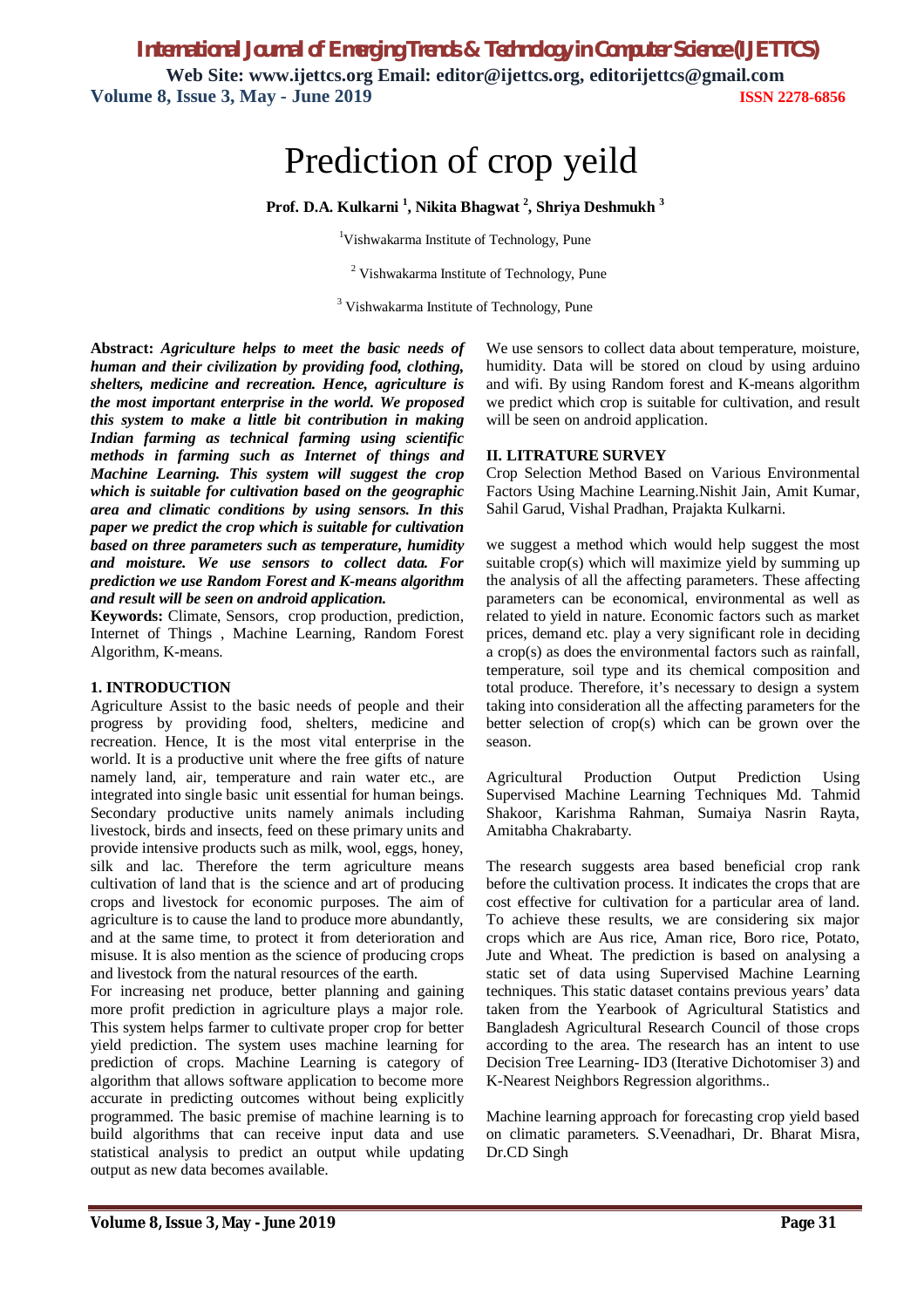#  Prediction of crop yeild

**Prof. D.A. Kulkarni [1], Nikita Bhagwat [2], Shriya Deshmukh [3]**

[1]Vishwakarma Institute of Technology, Pune

[2] Vishwakarma Institute of Technology, Pune

[3] Vishwakarma Institute of Technology, Pune

**Abstract:** ***Agriculture helps to meet the basic needs of human and their civilization by providing food, clothing, shelters, medicine and recreation. Hence, agriculture is the most important enterprise in the world. We proposed this system to make a little bit contribution in making Indian farming as technical farming using scientific methods in farming such as Internet of things and Machine Learning. This system will suggest the crop which is suitable for cultivation based on the geographic area and climatic conditions by using sensors. In this paper we predict the crop which is suitable for cultivation based on three parameters such as temperature, humidity and moisture. We use sensors to collect data. For prediction we use Random Forest and K-means algorithm and result will be seen on android application.***

**Keywords:** Climate, Sensors, crop production, prediction, Internet of Things , Machine Learning, Random Forest Algorithm, K-means.

## 1. INTRODUCTION

Agriculture Assist to the basic needs of people and their progress by providing food, shelters, medicine and recreation. Hence, It is the most vital enterprise in the world. It is a productive unit where the free gifts of nature namely land, air, temperature and rain water etc., are integrated into single basic unit essential for human beings. Secondary productive units namely animals including livestock, birds and insects, feed on these primary units and provide intensive products such as milk, wool, eggs, honey, silk and lac. Therefore the term agriculture means cultivation of land that is the science and art of producing crops and livestock for economic purposes. The aim of agriculture is to cause the land to produce more abundantly, and at the same time, to protect it from deterioration and misuse. It is also mention as the science of producing crops and livestock from the natural resources of the earth.

For increasing net produce, better planning and gaining more profit prediction in agriculture plays a major role. This system helps farmer to cultivate proper crop for better yield prediction. The system uses machine learning for prediction of crops. Machine Learning is category of algorithm that allows software application to become more accurate in predicting outcomes without being explicitly programmed. The basic premise of machine learning is to build algorithms that can receive input data and use statistical analysis to predict an output while updating output as new data becomes available.

We use sensors to collect data about temperature, moisture, humidity. Data will be stored on cloud by using arduino and wifi. By using Random forest and K-means algorithm we predict which crop is suitable for cultivation, and result will be seen on android application.

## II. LITRATURE SURVEY

Crop Selection Method Based on Various Environmental Factors Using Machine Learning.Nishit Jain, Amit Kumar, Sahil Garud, Vishal Pradhan, Prajakta Kulkarni.

we suggest a method which would help suggest the most suitable crop(s) which will maximize yield by summing up the analysis of all the affecting parameters. These affecting parameters can be economical, environmental as well as related to yield in nature. Economic factors such as market prices, demand etc. play a very significant role in deciding a crop(s) as does the environmental factors such as rainfall, temperature, soil type and its chemical composition and total produce. Therefore, it's necessary to design a system taking into consideration all the affecting parameters for the better selection of crop(s) which can be grown over the season.

Agricultural Production Output Prediction Using Supervised Machine Learning Techniques Md. Tahmid Shakoor, Karishma Rahman, Sumaiya Nasrin Rayta, Amitabha Chakrabarty.

The research suggests area based beneficial crop rank before the cultivation process. It indicates the crops that are cost effective for cultivation for a particular area of land. To achieve these results, we are considering six major crops which are Aus rice, Aman rice, Boro rice, Potato, Jute and Wheat. The prediction is based on analysing a static set of data using Supervised Machine Learning techniques. This static dataset contains previous years' data taken from the Yearbook of Agricultural Statistics and Bangladesh Agricultural Research Council of those crops according to the area. The research has an intent to use Decision Tree Learning- ID3 (Iterative Dichotomiser 3) and K-Nearest Neighbors Regression algorithms..

Machine learning approach for forecasting crop yield based on climatic parameters. S.Veenadhari, Dr. Bharat Misra, Dr.CD Singh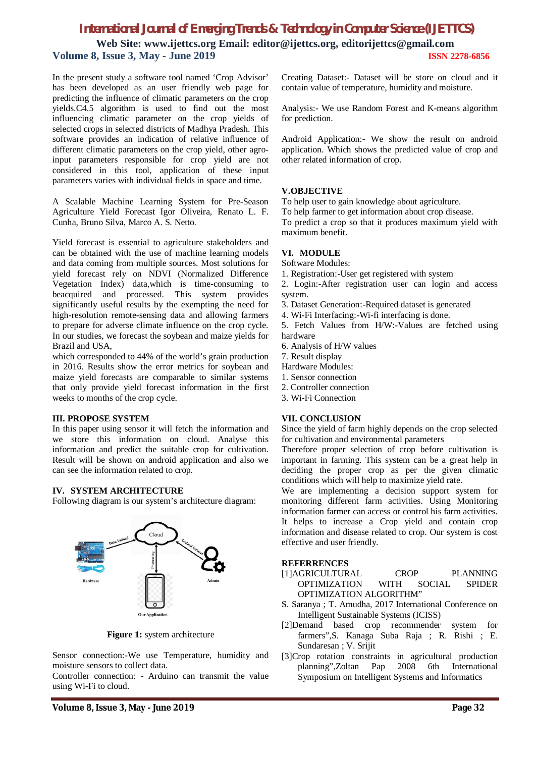In the present study a software tool named 'Crop Advisor' has been developed as an user friendly web page for predicting the influence of climatic parameters on the crop yields.C4.5 algorithm is used to find out the most influencing climatic parameter on the crop yields of selected crops in selected districts of Madhya Pradesh. This software provides an indication of relative influence of different climatic parameters on the crop yield, other agro-input parameters responsible for crop yield are not considered in this tool, application of these input parameters varies with individual fields in space and time.

A Scalable Machine Learning System for Pre-Season Agriculture Yield Forecast Igor Oliveira, Renato L. F. Cunha, Bruno Silva, Marco A. S. Netto.

Yield forecast is essential to agriculture stakeholders and can be obtained with the use of machine learning models and data coming from multiple sources. Most solutions for yield forecast rely on NDVI (Normalized Difference Vegetation Index) data,which is time-consuming to beacquired and processed. This system provides significantly useful results by the exempting the need for high-resolution remote-sensing data and allowing farmers to prepare for adverse climate influence on the crop cycle. In our studies, we forecast the soybean and maize yields for Brazil and USA,
which corresponded to 44% of the world's grain production in 2016. Results show the error metrics for soybean and maize yield forecasts are comparable to similar systems that only provide yield forecast information in the first weeks to months of the crop cycle.

## III. PROPOSE SYSTEM

In this paper using sensor it will fetch the information and we store this information on cloud. Analyse this information and predict the suitable crop for cultivation. Result will be shown on android application and also we can see the information related to crop.

## IV. SYSTEM ARCHITECTURE

Following diagram is our system's architecture diagram:

**Figure 1:** system architecture

Sensor connection:-We use Temperature, humidity and moisture sensors to collect data.

Controller connection: - Arduino can transmit the value using Wi-Fi to cloud.

Creating Dataset:- Dataset will be store on cloud and it contain value of temperature, humidity and moisture.

Analysis:- We use Random Forest and K-means algorithm for prediction.

Android Application:- We show the result on android application. Which shows the predicted value of crop and other related information of crop.

## V.OBJECTIVE

To help user to gain knowledge about agriculture.
To help farmer to get information about crop disease.
To predict a crop so that it produces maximum yield with maximum benefit.

## VI. MODULE

Software Modules:

1. Registration:-User get registered with system
2. Login:-After registration user can login and access system.
3. Dataset Generation:-Required dataset is generated
4. Wi-Fi Interfacing:-Wi-fi interfacing is done.
5. Fetch Values from H/W:-Values are fetched using hardware
6. Analysis of H/W values
7. Result display

Hardware Modules:

1. Sensor connection
2. Controller connection
3. Wi-Fi Connection

## VII. CONCLUSION

Since the yield of farm highly depends on the crop selected for cultivation and environmental parameters
Therefore proper selection of crop before cultivation is important in farming. This system can be a great help in deciding the proper crop as per the given climatic conditions which will help to maximize yield rate.
We are implementing a decision support system for monitoring different farm activities. Using Monitoring information farmer can access or control his farm activities. It helps to increase a Crop yield and contain crop information and disease related to crop. Our system is cost effective and user friendly.

## REFERRENCES

[1]AGRICULTURAL CROP PLANNING OPTIMIZATION WITH SOCIAL SPIDER OPTIMIZATION ALGORITHM"
S. Saranya ; T. Amudha, 2017 International Conference on Intelligent Sustainable Systems (ICISS)

[2]Demand based crop recommender system for farmers",S. Kanaga Suba Raja ; R. Rishi ; E. Sundaresan ; V. Srijit

[3]Crop rotation constraints in agricultural production planning",Zoltan Pap 2008 6th International Symposium on Intelligent Systems and Informatics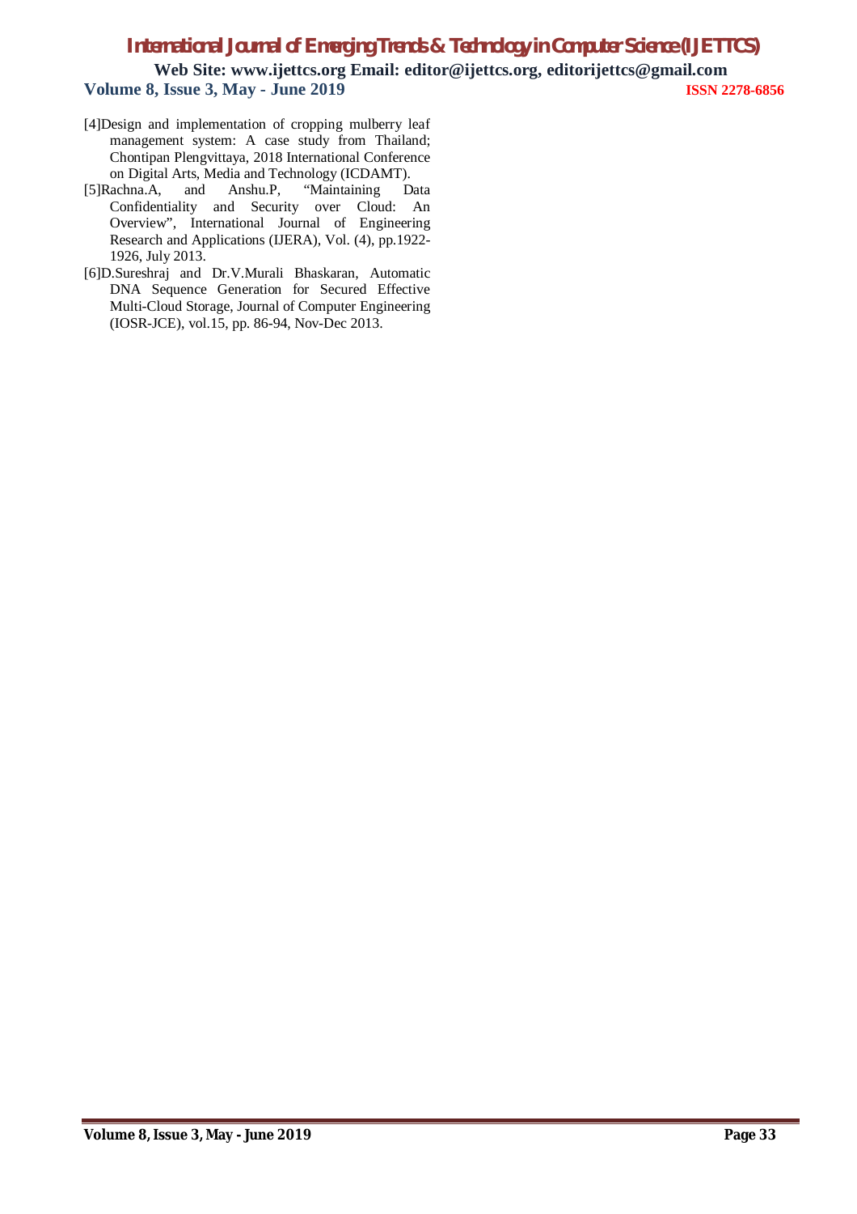[4]Design and implementation of cropping mulberry leaf management system: A case study from Thailand; Chontipan Plengvittaya, 2018 International Conference on Digital Arts, Media and Technology (ICDAMT).

[5]Rachna.A, and Anshu.P, "Maintaining Data Confidentiality and Security over Cloud: An Overview", International Journal of Engineering Research and Applications (IJERA), Vol. (4), pp.1922-1926, July 2013.

[6]D.Sureshraj and Dr.V.Murali Bhaskaran, Automatic DNA Sequence Generation for Secured Effective Multi-Cloud Storage, Journal of Computer Engineering (IOSR-JCE), vol.15, pp. 86-94, Nov-Dec 2013.